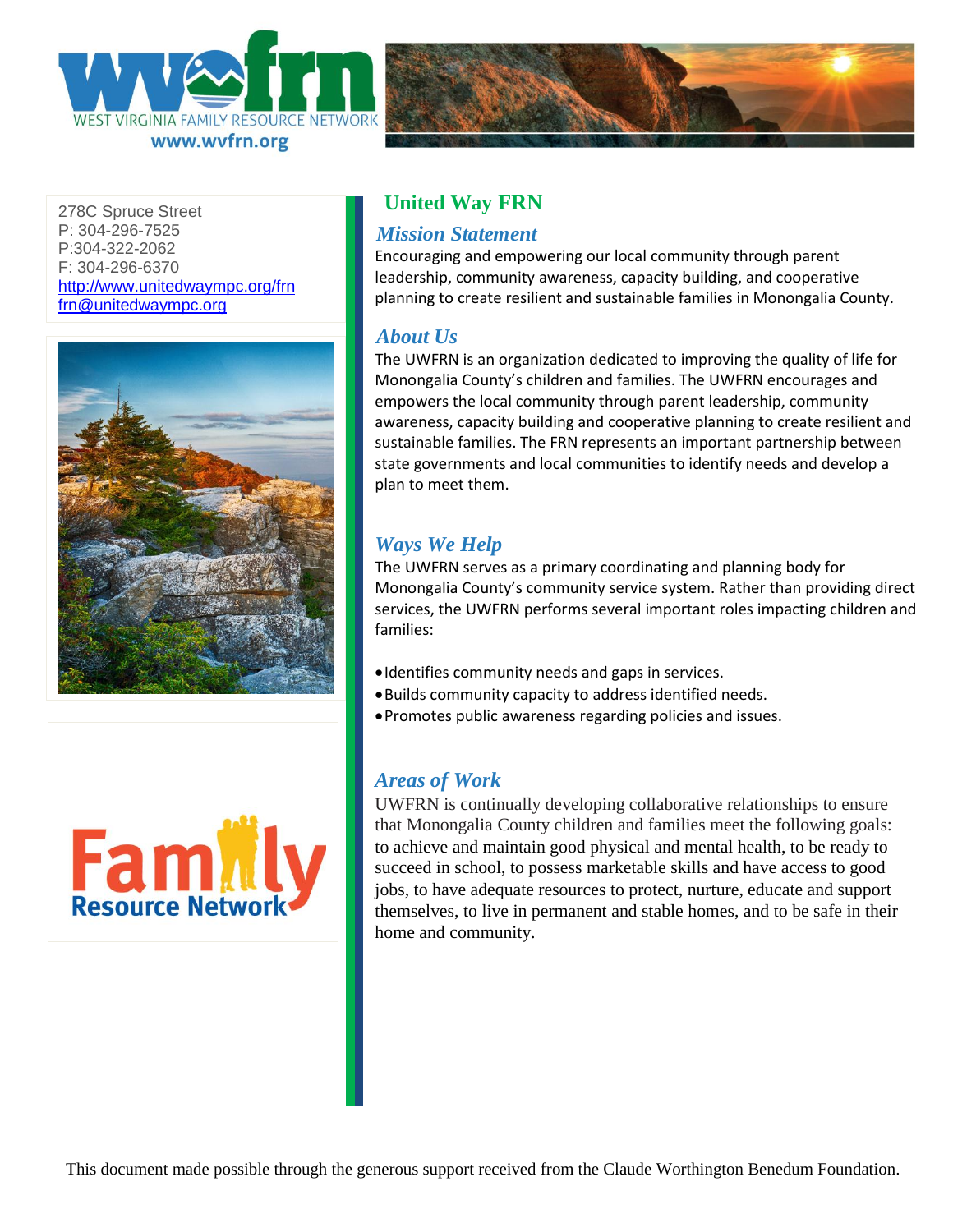WEST VIRGINIA FAMILY RESOURCE NETWORK
www.wvfrn.org

278C Spruce Street
P: 304-296-7525
P:304-322-2062
F: 304-296-6370
http://www.unitedwaympc.org/frn
frn@unitedwaympc.org

Family Resource Network

## United Way FRN

### *Mission Statement*

Encouraging and empowering our local community through parent leadership, community awareness, capacity building, and cooperative planning to create resilient and sustainable families in Monongalia County.

### *About Us*

The UWFRN is an organization dedicated to improving the quality of life for Monongalia County's children and families. The UWFRN encourages and empowers the local community through parent leadership, community awareness, capacity building and cooperative planning to create resilient and sustainable families. The FRN represents an important partnership between state governments and local communities to identify needs and develop a plan to meet them.

### *Ways We Help*

The UWFRN serves as a primary coordinating and planning body for Monongalia County's community service system. Rather than providing direct services, the UWFRN performs several important roles impacting children and families:

- Identifies community needs and gaps in services.
- Builds community capacity to address identified needs.
- Promotes public awareness regarding policies and issues.

### *Areas of Work*

UWFRN is continually developing collaborative relationships to ensure that Monongalia County children and families meet the following goals: to achieve and maintain good physical and mental health, to be ready to succeed in school, to possess marketable skills and have access to good jobs, to have adequate resources to protect, nurture, educate and support themselves, to live in permanent and stable homes, and to be safe in their home and community.

This document made possible through the generous support received from the Claude Worthington Benedum Foundation.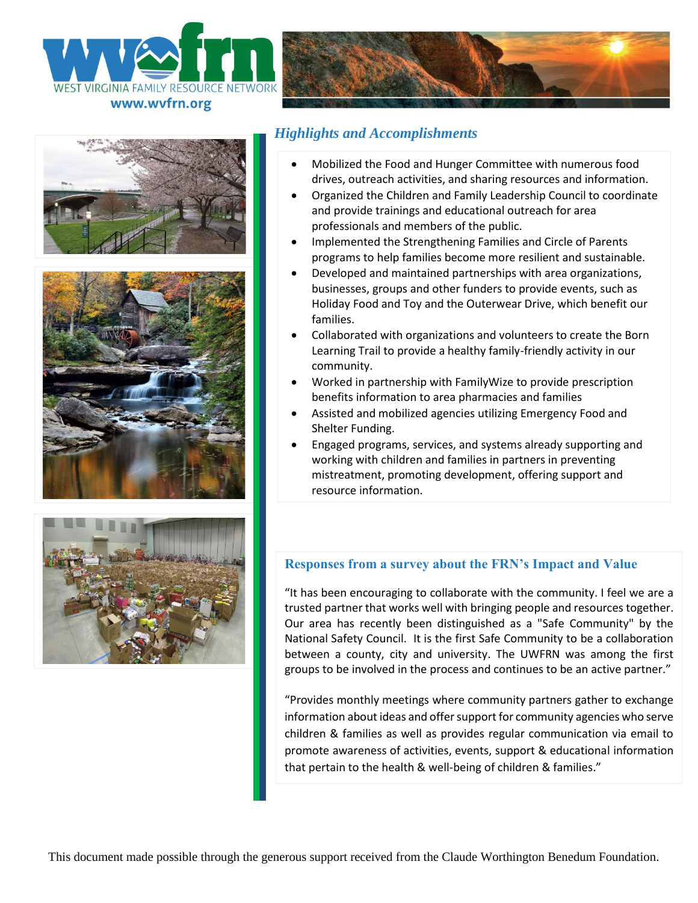WEST VIRGINIA FAMILY RESOURCE NETWORK

www.wvfrn.org

## *Highlights and Accomplishments*

- Mobilized the Food and Hunger Committee with numerous food drives, outreach activities, and sharing resources and information.
- Organized the Children and Family Leadership Council to coordinate and provide trainings and educational outreach for area professionals and members of the public.
- Implemented the Strengthening Families and Circle of Parents programs to help families become more resilient and sustainable.
- Developed and maintained partnerships with area organizations, businesses, groups and other funders to provide events, such as Holiday Food and Toy and the Outerwear Drive, which benefit our families.
- Collaborated with organizations and volunteers to create the Born Learning Trail to provide a healthy family-friendly activity in our community.
- Worked in partnership with FamilyWize to provide prescription benefits information to area pharmacies and families
- Assisted and mobilized agencies utilizing Emergency Food and Shelter Funding.
- Engaged programs, services, and systems already supporting and working with children and families in partners in preventing mistreatment, promoting development, offering support and resource information.

## Responses from a survey about the FRN's Impact and Value

"It has been encouraging to collaborate with the community. I feel we are a trusted partner that works well with bringing people and resources together. Our area has recently been distinguished as a "Safe Community" by the National Safety Council. It is the first Safe Community to be a collaboration between a county, city and university. The UWFRN was among the first groups to be involved in the process and continues to be an active partner."

"Provides monthly meetings where community partners gather to exchange information about ideas and offer support for community agencies who serve children & families as well as provides regular communication via email to promote awareness of activities, events, support & educational information that pertain to the health & well-being of children & families."

This document made possible through the generous support received from the Claude Worthington Benedum Foundation.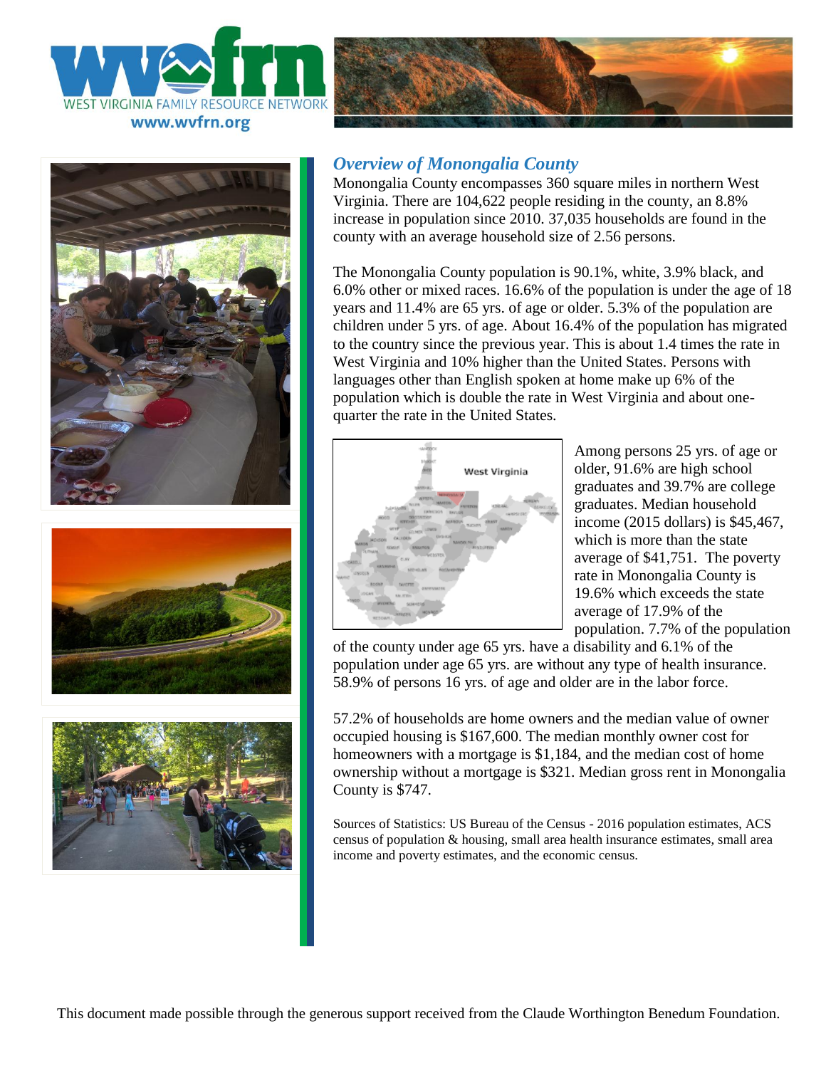WEST VIRGINIA FAMILY RESOURCE NETWORK
www.wvfrn.org

## *Overview of Monongalia County*

Monongalia County encompasses 360 square miles in northern West Virginia. There are 104,622 people residing in the county, an 8.8% increase in population since 2010. 37,035 households are found in the county with an average household size of 2.56 persons.

The Monongalia County population is 90.1%, white, 3.9% black, and 6.0% other or mixed races. 16.6% of the population is under the age of 18 years and 11.4% are 65 yrs. of age or older. 5.3% of the population are children under 5 yrs. of age. About 16.4% of the population has migrated to the country since the previous year. This is about 1.4 times the rate in West Virginia and 10% higher than the United States. Persons with languages other than English spoken at home make up 6% of the population which is double the rate in West Virginia and about one-quarter the rate in the United States.

Among persons 25 yrs. of age or older, 91.6% are high school graduates and 39.7% are college graduates. Median household income (2015 dollars) is $45,467, which is more than the state average of $41,751. The poverty rate in Monongalia County is 19.6% which exceeds the state average of 17.9% of the population. 7.7% of the population of the county under age 65 yrs. have a disability and 6.1% of the population under age 65 yrs. are without any type of health insurance. 58.9% of persons 16 yrs. of age and older are in the labor force.

57.2% of households are home owners and the median value of owner occupied housing is $167,600. The median monthly owner cost for homeowners with a mortgage is $1,184, and the median cost of home ownership without a mortgage is $321. Median gross rent in Monongalia County is $747.

Sources of Statistics: US Bureau of the Census - 2016 population estimates, ACS census of population & housing, small area health insurance estimates, small area income and poverty estimates, and the economic census.

This document made possible through the generous support received from the Claude Worthington Benedum Foundation.